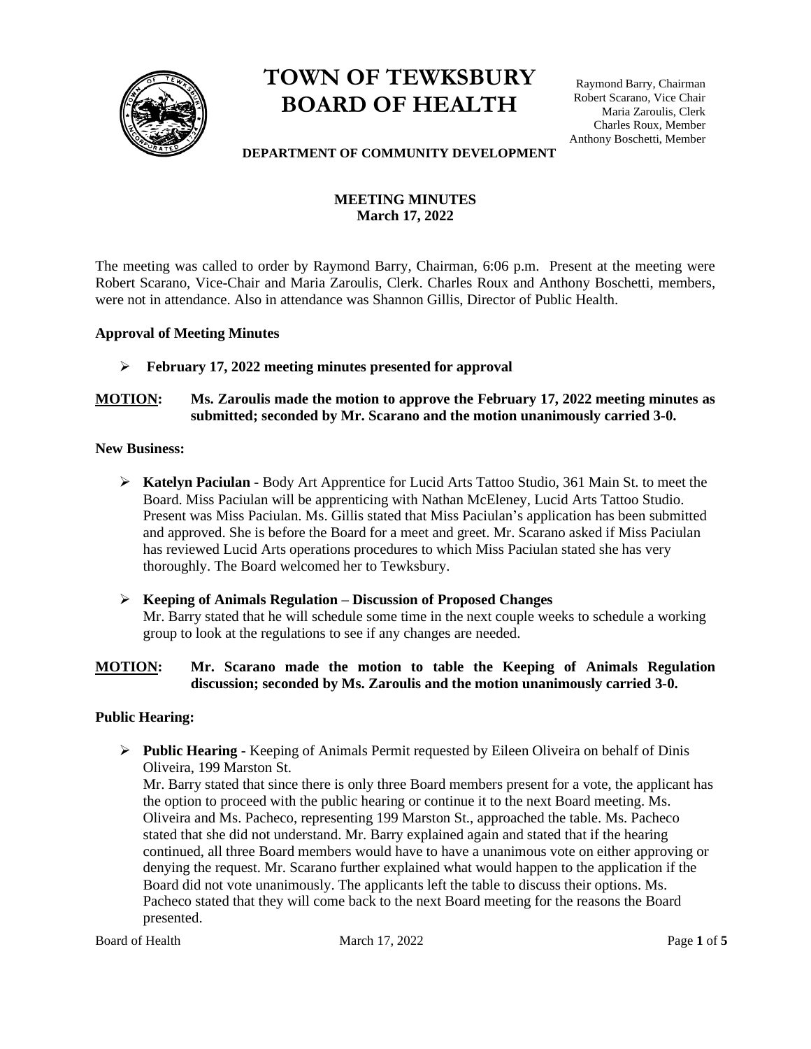# TOWN OF TEWKSBURY
# BOARD OF HEALTH

Raymond Barry, Chairman
Robert Scarano, Vice Chair
Maria Zaroulis, Clerk
Charles Roux, Member
Anthony Boschetti, Member

**DEPARTMENT OF COMMUNITY DEVELOPMENT**

## MEETING MINUTES
## March 17, 2022

The meeting was called to order by Raymond Barry, Chairman, 6:06 p.m. Present at the meeting were Robert Scarano, Vice-Chair and Maria Zaroulis, Clerk. Charles Roux and Anthony Boschetti, members, were not in attendance. Also in attendance was Shannon Gillis, Director of Public Health.

**Approval of Meeting Minutes**

- **February 17, 2022 meeting minutes presented for approval**

**MOTION:** **Ms. Zaroulis made the motion to approve the February 17, 2022 meeting minutes as submitted; seconded by Mr. Scarano and the motion unanimously carried 3-0.**

**New Business:**

- **Katelyn Paciulan** - Body Art Apprentice for Lucid Arts Tattoo Studio, 361 Main St. to meet the Board. Miss Paciulan will be apprenticing with Nathan McEleney, Lucid Arts Tattoo Studio. Present was Miss Paciulan. Ms. Gillis stated that Miss Paciulan's application has been submitted and approved. She is before the Board for a meet and greet. Mr. Scarano asked if Miss Paciulan has reviewed Lucid Arts operations procedures to which Miss Paciulan stated she has very thoroughly. The Board welcomed her to Tewksbury.

- **Keeping of Animals Regulation – Discussion of Proposed Changes**
  Mr. Barry stated that he will schedule some time in the next couple weeks to schedule a working group to look at the regulations to see if any changes are needed.

**MOTION:** **Mr. Scarano made the motion to table the Keeping of Animals Regulation discussion; seconded by Ms. Zaroulis and the motion unanimously carried 3-0.**

**Public Hearing:**

- **Public Hearing -** Keeping of Animals Permit requested by Eileen Oliveira on behalf of Dinis Oliveira, 199 Marston St.
  Mr. Barry stated that since there is only three Board members present for a vote, the applicant has the option to proceed with the public hearing or continue it to the next Board meeting. Ms. Oliveira and Ms. Pacheco, representing 199 Marston St., approached the table. Ms. Pacheco stated that she did not understand. Mr. Barry explained again and stated that if the hearing continued, all three Board members would have to have a unanimous vote on either approving or denying the request. Mr. Scarano further explained what would happen to the application if the Board did not vote unanimously. The applicants left the table to discuss their options. Ms. Pacheco stated that they will come back to the next Board meeting for the reasons the Board presented.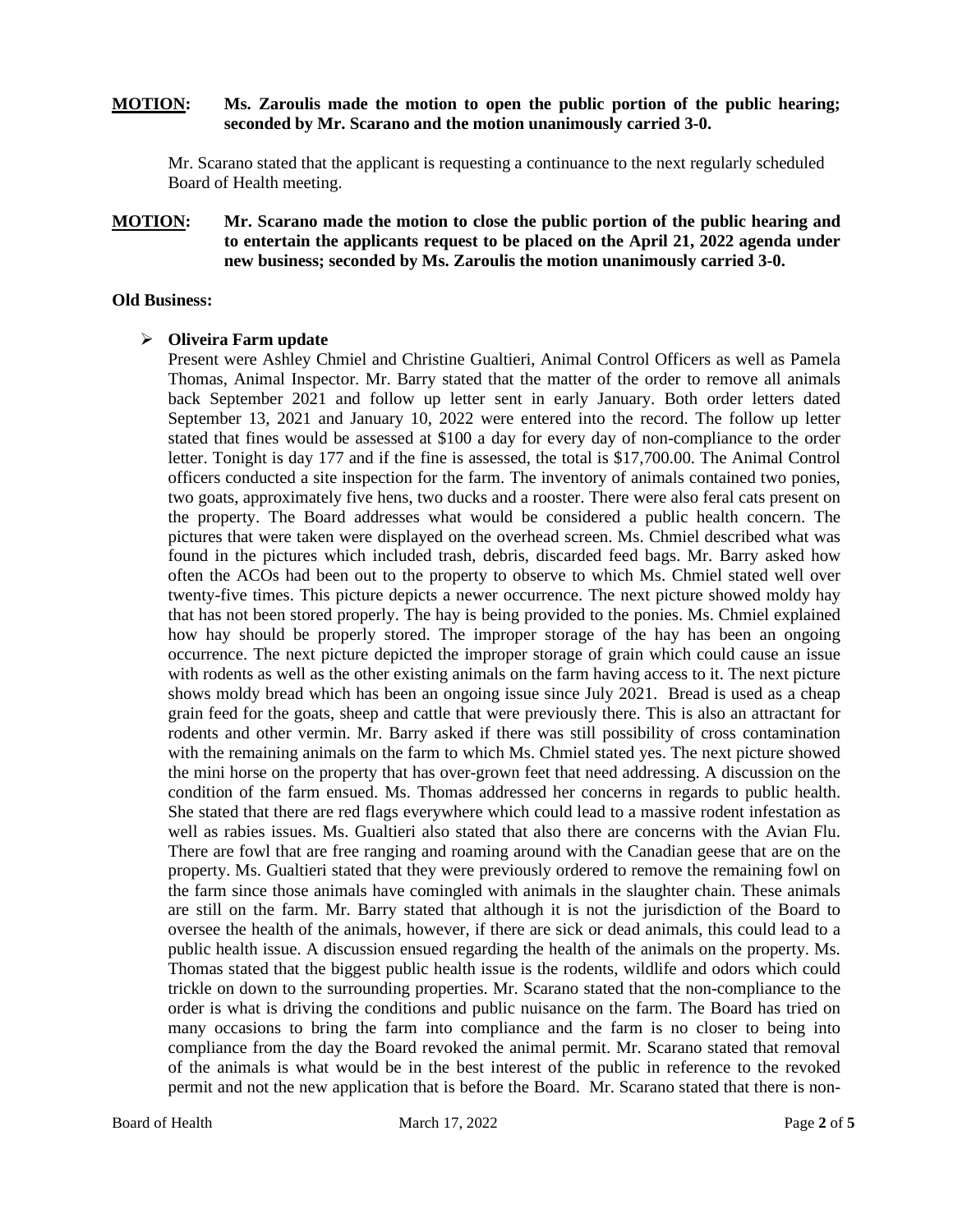**MOTION: Ms. Zaroulis made the motion to open the public portion of the public hearing; seconded by Mr. Scarano and the motion unanimously carried 3-0.**

Mr. Scarano stated that the applicant is requesting a continuance to the next regularly scheduled Board of Health meeting.

**MOTION: Mr. Scarano made the motion to close the public portion of the public hearing and to entertain the applicants request to be placed on the April 21, 2022 agenda under new business; seconded by Ms. Zaroulis the motion unanimously carried 3-0.**

**Old Business:**

- **Oliveira Farm update**

  Present were Ashley Chmiel and Christine Gualtieri, Animal Control Officers as well as Pamela Thomas, Animal Inspector. Mr. Barry stated that the matter of the order to remove all animals back September 2021 and follow up letter sent in early January. Both order letters dated September 13, 2021 and January 10, 2022 were entered into the record. The follow up letter stated that fines would be assessed at $100 a day for every day of non-compliance to the order letter. Tonight is day 177 and if the fine is assessed, the total is $17,700.00. The Animal Control officers conducted a site inspection for the farm. The inventory of animals contained two ponies, two goats, approximately five hens, two ducks and a rooster. There were also feral cats present on the property. The Board addresses what would be considered a public health concern. The pictures that were taken were displayed on the overhead screen. Ms. Chmiel described what was found in the pictures which included trash, debris, discarded feed bags. Mr. Barry asked how often the ACOs had been out to the property to observe to which Ms. Chmiel stated well over twenty-five times. This picture depicts a newer occurrence. The next picture showed moldy hay that has not been stored properly. The hay is being provided to the ponies. Ms. Chmiel explained how hay should be properly stored. The improper storage of the hay has been an ongoing occurrence. The next picture depicted the improper storage of grain which could cause an issue with rodents as well as the other existing animals on the farm having access to it. The next picture shows moldy bread which has been an ongoing issue since July 2021. Bread is used as a cheap grain feed for the goats, sheep and cattle that were previously there. This is also an attractant for rodents and other vermin. Mr. Barry asked if there was still possibility of cross contamination with the remaining animals on the farm to which Ms. Chmiel stated yes. The next picture showed the mini horse on the property that has over-grown feet that need addressing. A discussion on the condition of the farm ensued. Ms. Thomas addressed her concerns in regards to public health. She stated that there are red flags everywhere which could lead to a massive rodent infestation as well as rabies issues. Ms. Gualtieri also stated that also there are concerns with the Avian Flu. There are fowl that are free ranging and roaming around with the Canadian geese that are on the property. Ms. Gualtieri stated that they were previously ordered to remove the remaining fowl on the farm since those animals have comingled with animals in the slaughter chain. These animals are still on the farm. Mr. Barry stated that although it is not the jurisdiction of the Board to oversee the health of the animals, however, if there are sick or dead animals, this could lead to a public health issue. A discussion ensued regarding the health of the animals on the property. Ms. Thomas stated that the biggest public health issue is the rodents, wildlife and odors which could trickle on down to the surrounding properties. Mr. Scarano stated that the non-compliance to the order is what is driving the conditions and public nuisance on the farm. The Board has tried on many occasions to bring the farm into compliance and the farm is no closer to being into compliance from the day the Board revoked the animal permit. Mr. Scarano stated that removal of the animals is what would be in the best interest of the public in reference to the revoked permit and not the new application that is before the Board. Mr. Scarano stated that there is non-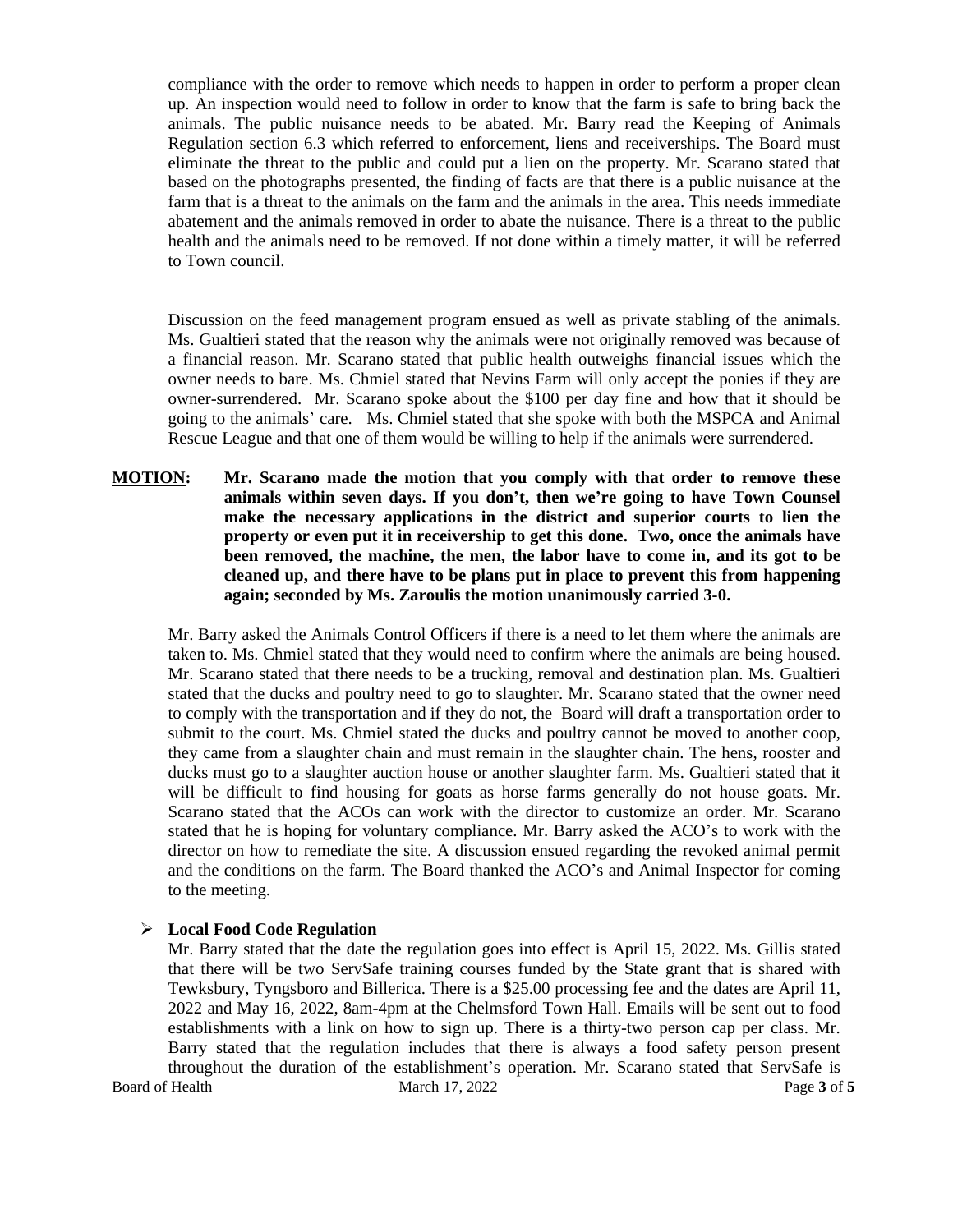compliance with the order to remove which needs to happen in order to perform a proper clean up. An inspection would need to follow in order to know that the farm is safe to bring back the animals. The public nuisance needs to be abated. Mr. Barry read the Keeping of Animals Regulation section 6.3 which referred to enforcement, liens and receiverships. The Board must eliminate the threat to the public and could put a lien on the property. Mr. Scarano stated that based on the photographs presented, the finding of facts are that there is a public nuisance at the farm that is a threat to the animals on the farm and the animals in the area. This needs immediate abatement and the animals removed in order to abate the nuisance. There is a threat to the public health and the animals need to be removed. If not done within a timely matter, it will be referred to Town council.

Discussion on the feed management program ensued as well as private stabling of the animals. Ms. Gualtieri stated that the reason why the animals were not originally removed was because of a financial reason. Mr. Scarano stated that public health outweighs financial issues which the owner needs to bare. Ms. Chmiel stated that Nevins Farm will only accept the ponies if they are owner-surrendered. Mr. Scarano spoke about the $100 per day fine and how that it should be going to the animals' care. Ms. Chmiel stated that she spoke with both the MSPCA and Animal Rescue League and that one of them would be willing to help if the animals were surrendered.

**MOTION: Mr. Scarano made the motion that you comply with that order to remove these animals within seven days. If you don't, then we're going to have Town Counsel make the necessary applications in the district and superior courts to lien the property or even put it in receivership to get this done. Two, once the animals have been removed, the machine, the men, the labor have to come in, and its got to be cleaned up, and there have to be plans put in place to prevent this from happening again; seconded by Ms. Zaroulis the motion unanimously carried 3-0.**

Mr. Barry asked the Animals Control Officers if there is a need to let them where the animals are taken to. Ms. Chmiel stated that they would need to confirm where the animals are being housed. Mr. Scarano stated that there needs to be a trucking, removal and destination plan. Ms. Gualtieri stated that the ducks and poultry need to go to slaughter. Mr. Scarano stated that the owner need to comply with the transportation and if they do not, the Board will draft a transportation order to submit to the court. Ms. Chmiel stated the ducks and poultry cannot be moved to another coop, they came from a slaughter chain and must remain in the slaughter chain. The hens, rooster and ducks must go to a slaughter auction house or another slaughter farm. Ms. Gualtieri stated that it will be difficult to find housing for goats as horse farms generally do not house goats. Mr. Scarano stated that the ACOs can work with the director to customize an order. Mr. Scarano stated that he is hoping for voluntary compliance. Mr. Barry asked the ACO's to work with the director on how to remediate the site. A discussion ensued regarding the revoked animal permit and the conditions on the farm. The Board thanked the ACO's and Animal Inspector for coming to the meeting.

- **Local Food Code Regulation**

Mr. Barry stated that the date the regulation goes into effect is April 15, 2022. Ms. Gillis stated that there will be two ServSafe training courses funded by the State grant that is shared with Tewksbury, Tyngsboro and Billerica. There is a $25.00 processing fee and the dates are April 11, 2022 and May 16, 2022, 8am-4pm at the Chelmsford Town Hall. Emails will be sent out to food establishments with a link on how to sign up. There is a thirty-two person cap per class. Mr. Barry stated that the regulation includes that there is always a food safety person present throughout the duration of the establishment's operation. Mr. Scarano stated that ServSafe is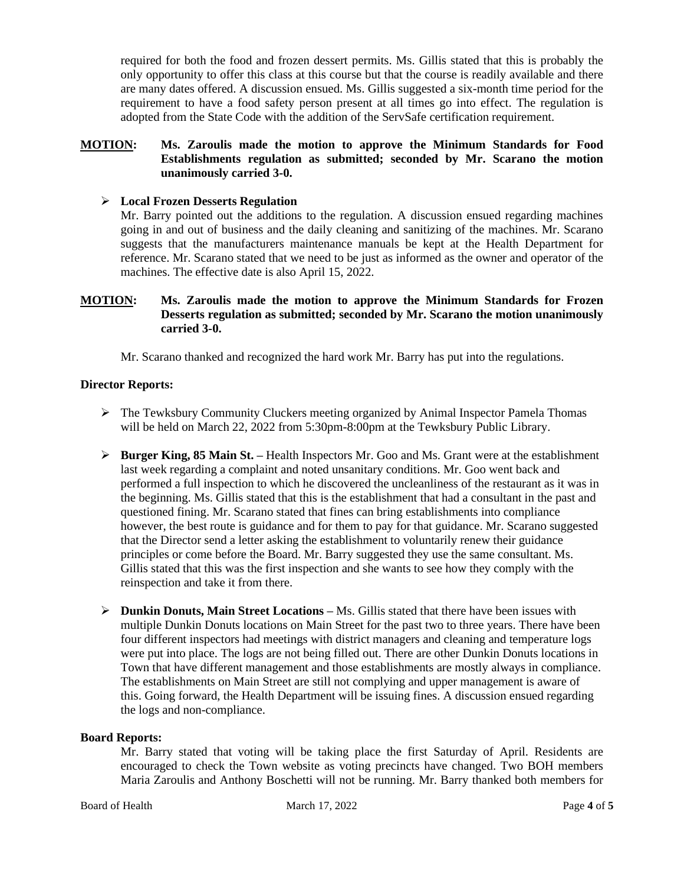required for both the food and frozen dessert permits. Ms. Gillis stated that this is probably the only opportunity to offer this class at this course but that the course is readily available and there are many dates offered. A discussion ensued. Ms. Gillis suggested a six-month time period for the requirement to have a food safety person present at all times go into effect. The regulation is adopted from the State Code with the addition of the ServSafe certification requirement.

**MOTION: Ms. Zaroulis made the motion to approve the Minimum Standards for Food Establishments regulation as submitted; seconded by Mr. Scarano the motion unanimously carried 3-0.**

- **Local Frozen Desserts Regulation**
  Mr. Barry pointed out the additions to the regulation. A discussion ensued regarding machines going in and out of business and the daily cleaning and sanitizing of the machines. Mr. Scarano suggests that the manufacturers maintenance manuals be kept at the Health Department for reference. Mr. Scarano stated that we need to be just as informed as the owner and operator of the machines. The effective date is also April 15, 2022.

**MOTION: Ms. Zaroulis made the motion to approve the Minimum Standards for Frozen Desserts regulation as submitted; seconded by Mr. Scarano the motion unanimously carried 3-0.**

Mr. Scarano thanked and recognized the hard work Mr. Barry has put into the regulations.

**Director Reports:**

- The Tewksbury Community Cluckers meeting organized by Animal Inspector Pamela Thomas will be held on March 22, 2022 from 5:30pm-8:00pm at the Tewksbury Public Library.
- **Burger King, 85 Main St. –** Health Inspectors Mr. Goo and Ms. Grant were at the establishment last week regarding a complaint and noted unsanitary conditions. Mr. Goo went back and performed a full inspection to which he discovered the uncleanliness of the restaurant as it was in the beginning. Ms. Gillis stated that this is the establishment that had a consultant in the past and questioned fining. Mr. Scarano stated that fines can bring establishments into compliance however, the best route is guidance and for them to pay for that guidance. Mr. Scarano suggested that the Director send a letter asking the establishment to voluntarily renew their guidance principles or come before the Board. Mr. Barry suggested they use the same consultant. Ms. Gillis stated that this was the first inspection and she wants to see how they comply with the reinspection and take it from there.
- **Dunkin Donuts, Main Street Locations –** Ms. Gillis stated that there have been issues with multiple Dunkin Donuts locations on Main Street for the past two to three years. There have been four different inspectors had meetings with district managers and cleaning and temperature logs were put into place. The logs are not being filled out. There are other Dunkin Donuts locations in Town that have different management and those establishments are mostly always in compliance. The establishments on Main Street are still not complying and upper management is aware of this. Going forward, the Health Department will be issuing fines. A discussion ensued regarding the logs and non-compliance.

**Board Reports:**

Mr. Barry stated that voting will be taking place the first Saturday of April. Residents are encouraged to check the Town website as voting precincts have changed. Two BOH members Maria Zaroulis and Anthony Boschetti will not be running. Mr. Barry thanked both members for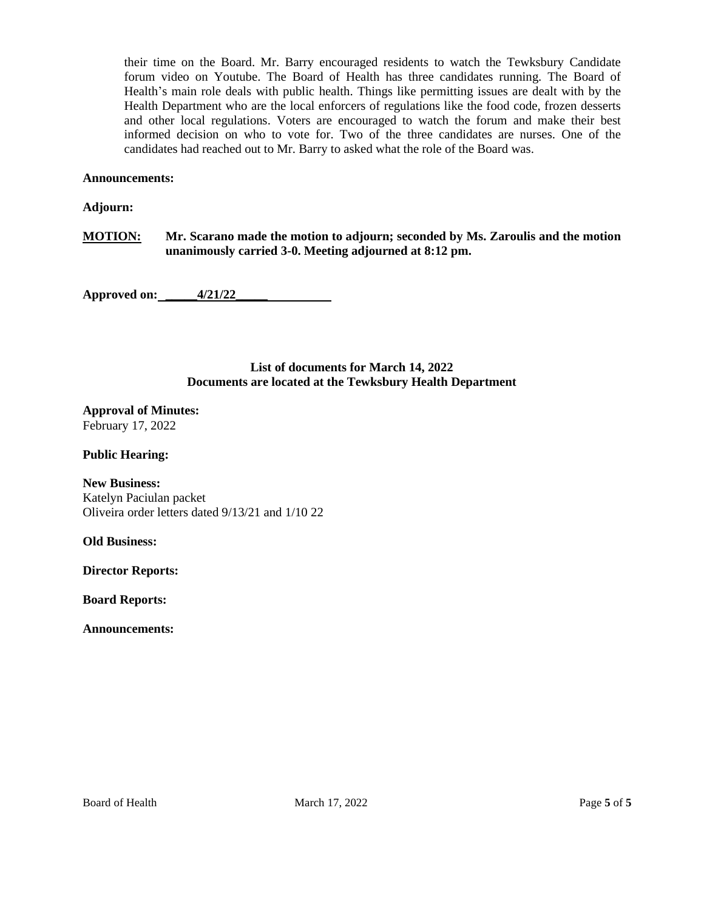their time on the Board. Mr. Barry encouraged residents to watch the Tewksbury Candidate forum video on Youtube. The Board of Health has three candidates running. The Board of Health's main role deals with public health. Things like permitting issues are dealt with by the Health Department who are the local enforcers of regulations like the food code, frozen desserts and other local regulations. Voters are encouraged to watch the forum and make their best informed decision on who to vote for. Two of the three candidates are nurses. One of the candidates had reached out to Mr. Barry to asked what the role of the Board was.

**Announcements:**

**Adjourn:**

**MOTION:** **Mr. Scarano made the motion to adjourn; seconded by Ms. Zaroulis and the motion unanimously carried 3-0. Meeting adjourned at 8:12 pm.**

**Approved on: _____4/21/22_____**

**List of documents for March 14, 2022**
**Documents are located at the Tewksbury Health Department**

**Approval of Minutes:**
February 17, 2022

**Public Hearing:**

**New Business:**
Katelyn Paciulan packet
Oliveira order letters dated 9/13/21 and 1/10 22

**Old Business:**

**Director Reports:**

**Board Reports:**

**Announcements:**